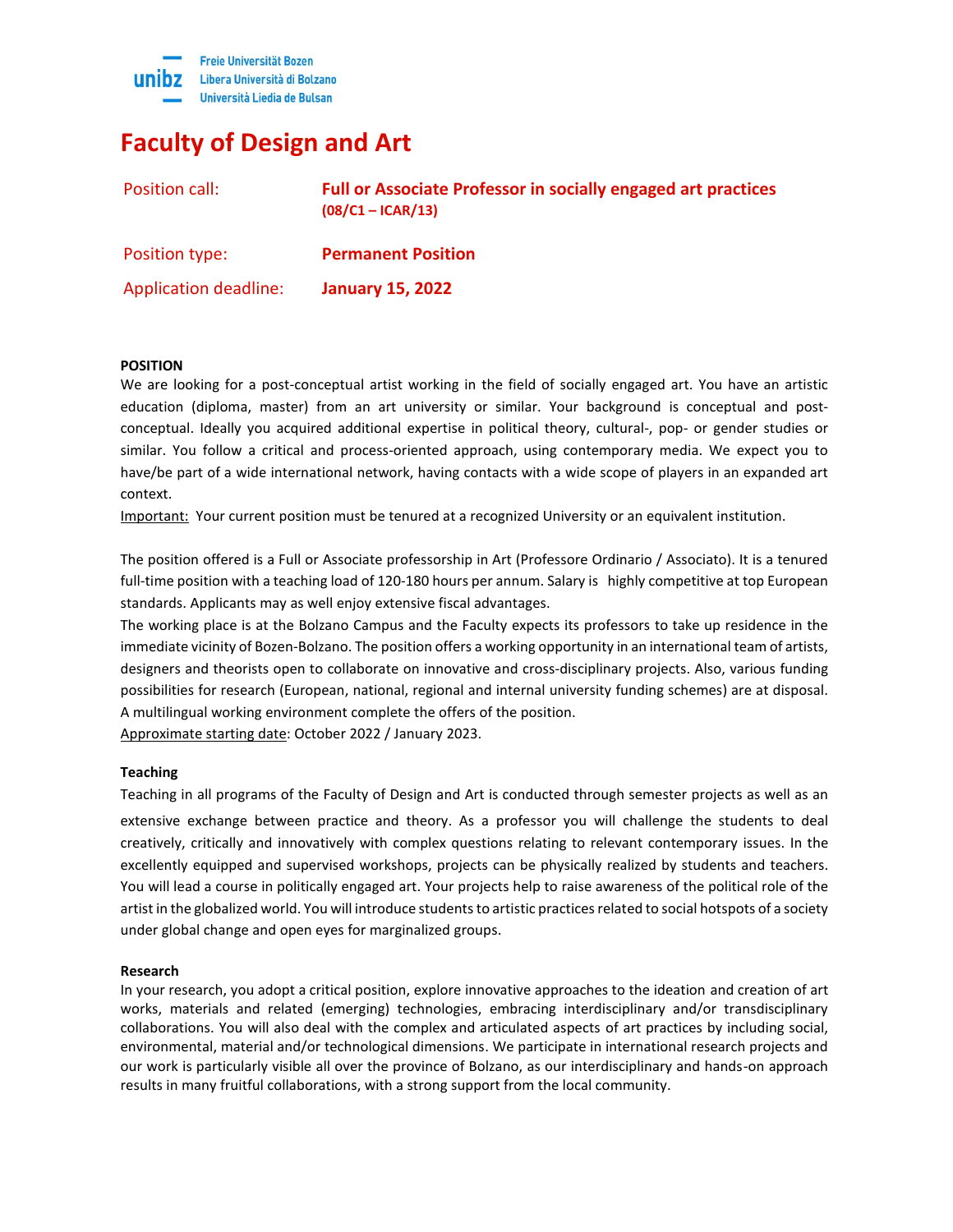Freie Universität Bozen
Libera Università di Bolzano
Università Liedia de Bulsan

# Faculty of Design and Art

| | |
|---|---|
| Position call: | **Full or Associate Professor in socially engaged art practices (08/C1 – ICAR/13)** |
| Position type: | **Permanent Position** |
| Application deadline: | **January 15, 2022** |

### POSITION

We are looking for a post-conceptual artist working in the field of socially engaged art. You have an artistic education (diploma, master) from an art university or similar. Your background is conceptual and post-conceptual. Ideally you acquired additional expertise in political theory, cultural-, pop- or gender studies or similar. You follow a critical and process-oriented approach, using contemporary media. We expect you to have/be part of a wide international network, having contacts with a wide scope of players in an expanded art context.

Important: Your current position must be tenured at a recognized University or an equivalent institution.

The position offered is a Full or Associate professorship in Art (Professore Ordinario / Associato). It is a tenured full-time position with a teaching load of 120-180 hours per annum. Salary is highly competitive at top European standards. Applicants may as well enjoy extensive fiscal advantages.

The working place is at the Bolzano Campus and the Faculty expects its professors to take up residence in the immediate vicinity of Bozen-Bolzano. The position offers a working opportunity in an international team of artists, designers and theorists open to collaborate on innovative and cross-disciplinary projects. Also, various funding possibilities for research (European, national, regional and internal university funding schemes) are at disposal. A multilingual working environment complete the offers of the position.

Approximate starting date: October 2022 / January 2023.

### Teaching

Teaching in all programs of the Faculty of Design and Art is conducted through semester projects as well as an extensive exchange between practice and theory. As a professor you will challenge the students to deal creatively, critically and innovatively with complex questions relating to relevant contemporary issues. In the excellently equipped and supervised workshops, projects can be physically realized by students and teachers. You will lead a course in politically engaged art. Your projects help to raise awareness of the political role of the artist in the globalized world. You will introduce students to artistic practices related to social hotspots of a society under global change and open eyes for marginalized groups.

### Research

In your research, you adopt a critical position, explore innovative approaches to the ideation and creation of art works, materials and related (emerging) technologies, embracing interdisciplinary and/or transdisciplinary collaborations. You will also deal with the complex and articulated aspects of art practices by including social, environmental, material and/or technological dimensions. We participate in international research projects and our work is particularly visible all over the province of Bolzano, as our interdisciplinary and hands-on approach results in many fruitful collaborations, with a strong support from the local community.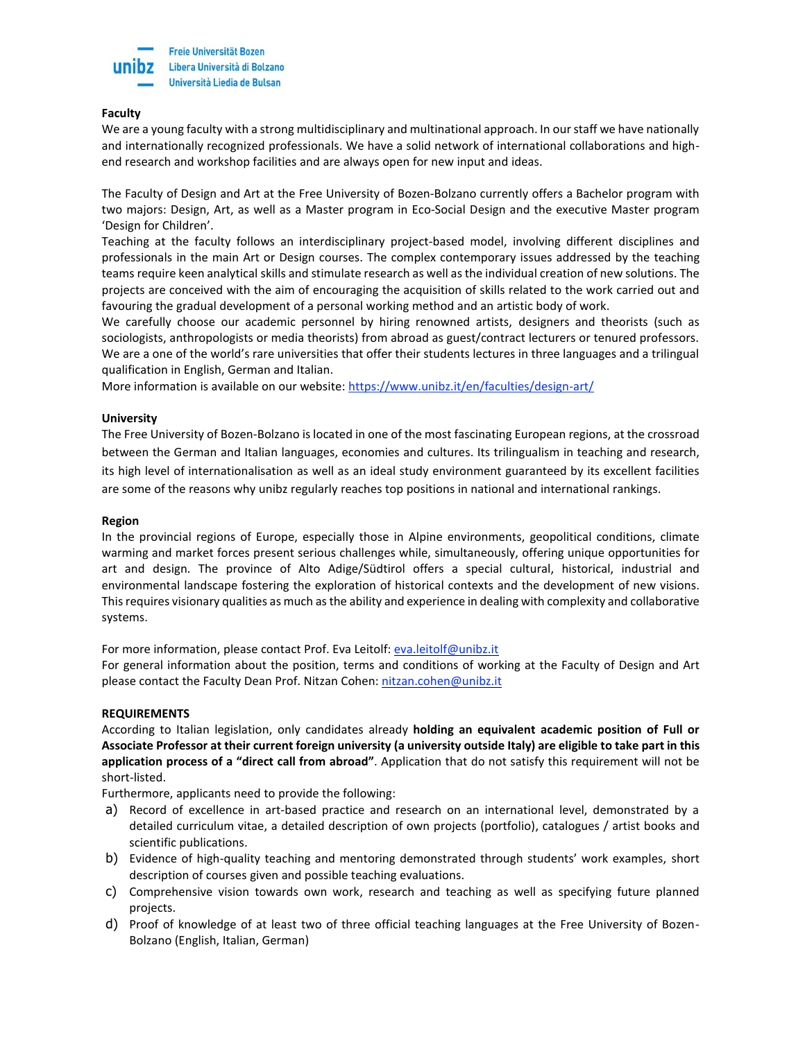**Faculty**

We are a young faculty with a strong multidisciplinary and multinational approach. In our staff we have nationally and internationally recognized professionals. We have a solid network of international collaborations and high-end research and workshop facilities and are always open for new input and ideas.

The Faculty of Design and Art at the Free University of Bozen-Bolzano currently offers a Bachelor program with two majors: Design, Art, as well as a Master program in Eco-Social Design and the executive Master program 'Design for Children'.

Teaching at the faculty follows an interdisciplinary project-based model, involving different disciplines and professionals in the main Art or Design courses. The complex contemporary issues addressed by the teaching teams require keen analytical skills and stimulate research as well as the individual creation of new solutions. The projects are conceived with the aim of encouraging the acquisition of skills related to the work carried out and favouring the gradual development of a personal working method and an artistic body of work.

We carefully choose our academic personnel by hiring renowned artists, designers and theorists (such as sociologists, anthropologists or media theorists) from abroad as guest/contract lecturers or tenured professors. We are a one of the world's rare universities that offer their students lectures in three languages and a trilingual qualification in English, German and Italian.

More information is available on our website: [https://www.unibz.it/en/faculties/design-art/](https://www.unibz.it/en/faculties/design-art/)

**University**

The Free University of Bozen-Bolzano is located in one of the most fascinating European regions, at the crossroad between the German and Italian languages, economies and cultures. Its trilingualism in teaching and research, its high level of internationalisation as well as an ideal study environment guaranteed by its excellent facilities are some of the reasons why unibz regularly reaches top positions in national and international rankings.

**Region**

In the provincial regions of Europe, especially those in Alpine environments, geopolitical conditions, climate warming and market forces present serious challenges while, simultaneously, offering unique opportunities for art and design. The province of Alto Adige/Südtirol offers a special cultural, historical, industrial and environmental landscape fostering the exploration of historical contexts and the development of new visions. This requires visionary qualities as much as the ability and experience in dealing with complexity and collaborative systems.

For more information, please contact Prof. Eva Leitolf: [eva.leitolf@unibz.it](mailto:eva.leitolf@unibz.it)

For general information about the position, terms and conditions of working at the Faculty of Design and Art please contact the Faculty Dean Prof. Nitzan Cohen: [nitzan.cohen@unibz.it](mailto:nitzan.cohen@unibz.it)

**REQUIREMENTS**

According to Italian legislation, only candidates already **holding an equivalent academic position of Full or Associate Professor at their current foreign university (a university outside Italy) are eligible to take part in this application process of a "direct call from abroad"**. Application that do not satisfy this requirement will not be short-listed.

Furthermore, applicants need to provide the following:

a) Record of excellence in art-based practice and research on an international level, demonstrated by a detailed curriculum vitae, a detailed description of own projects (portfolio), catalogues / artist books and scientific publications.

b) Evidence of high-quality teaching and mentoring demonstrated through students' work examples, short description of courses given and possible teaching evaluations.

c) Comprehensive vision towards own work, research and teaching as well as specifying future planned projects.

d) Proof of knowledge of at least two of three official teaching languages at the Free University of Bozen-Bolzano (English, Italian, German)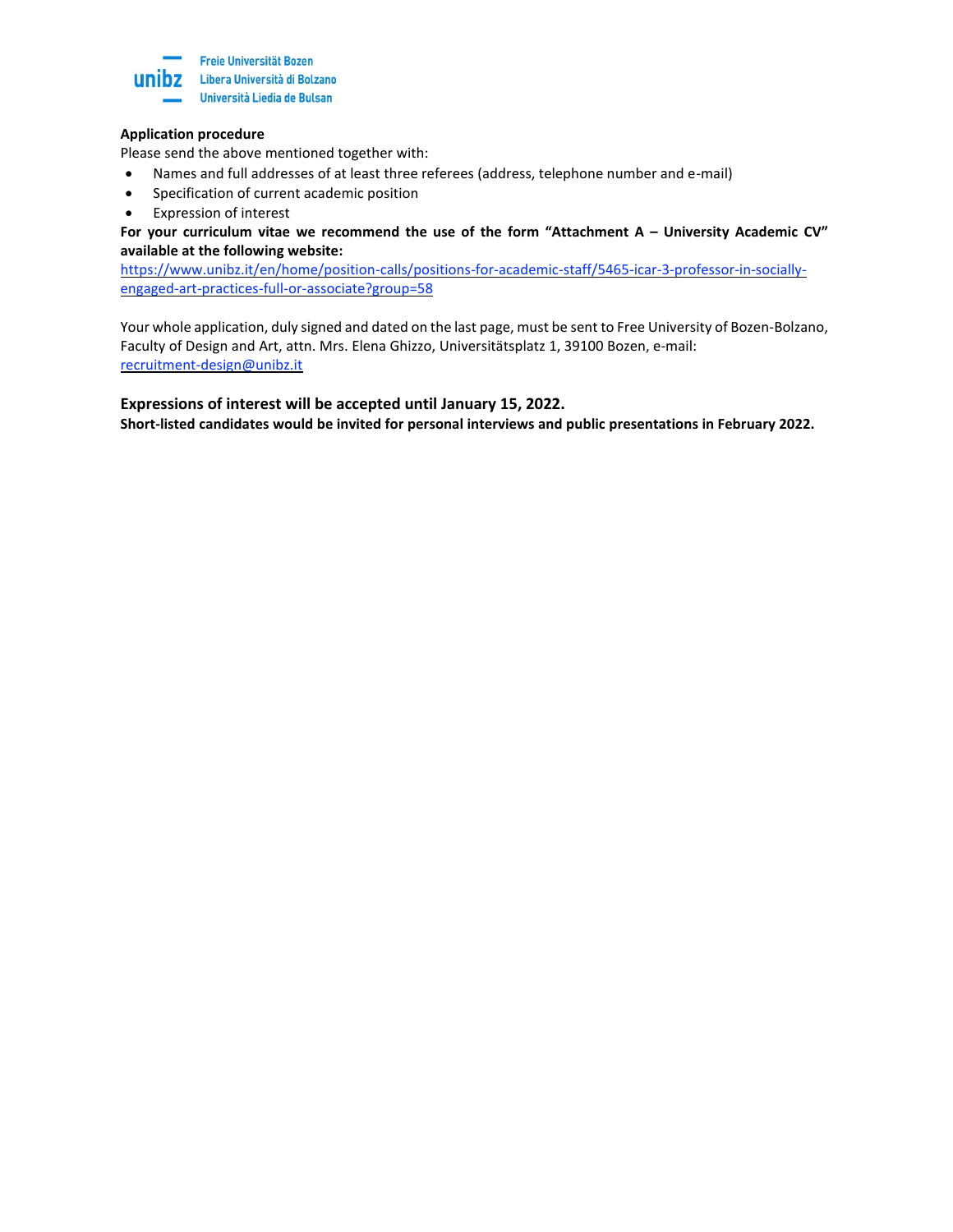**Application procedure**

Please send the above mentioned together with:

- Names and full addresses of at least three referees (address, telephone number and e-mail)
- Specification of current academic position
- Expression of interest

**For your curriculum vitae we recommend the use of the form "Attachment A – University Academic CV" available at the following website:**

https://www.unibz.it/en/home/position-calls/positions-for-academic-staff/5465-icar-3-professor-in-socially-engaged-art-practices-full-or-associate?group=58

Your whole application, duly signed and dated on the last page, must be sent to Free University of Bozen-Bolzano, Faculty of Design and Art, attn. Mrs. Elena Ghizzo, Universitätsplatz 1, 39100 Bozen, e-mail: recruitment-design@unibz.it

**Expressions of interest will be accepted until January 15, 2022.**

**Short-listed candidates would be invited for personal interviews and public presentations in February 2022.**